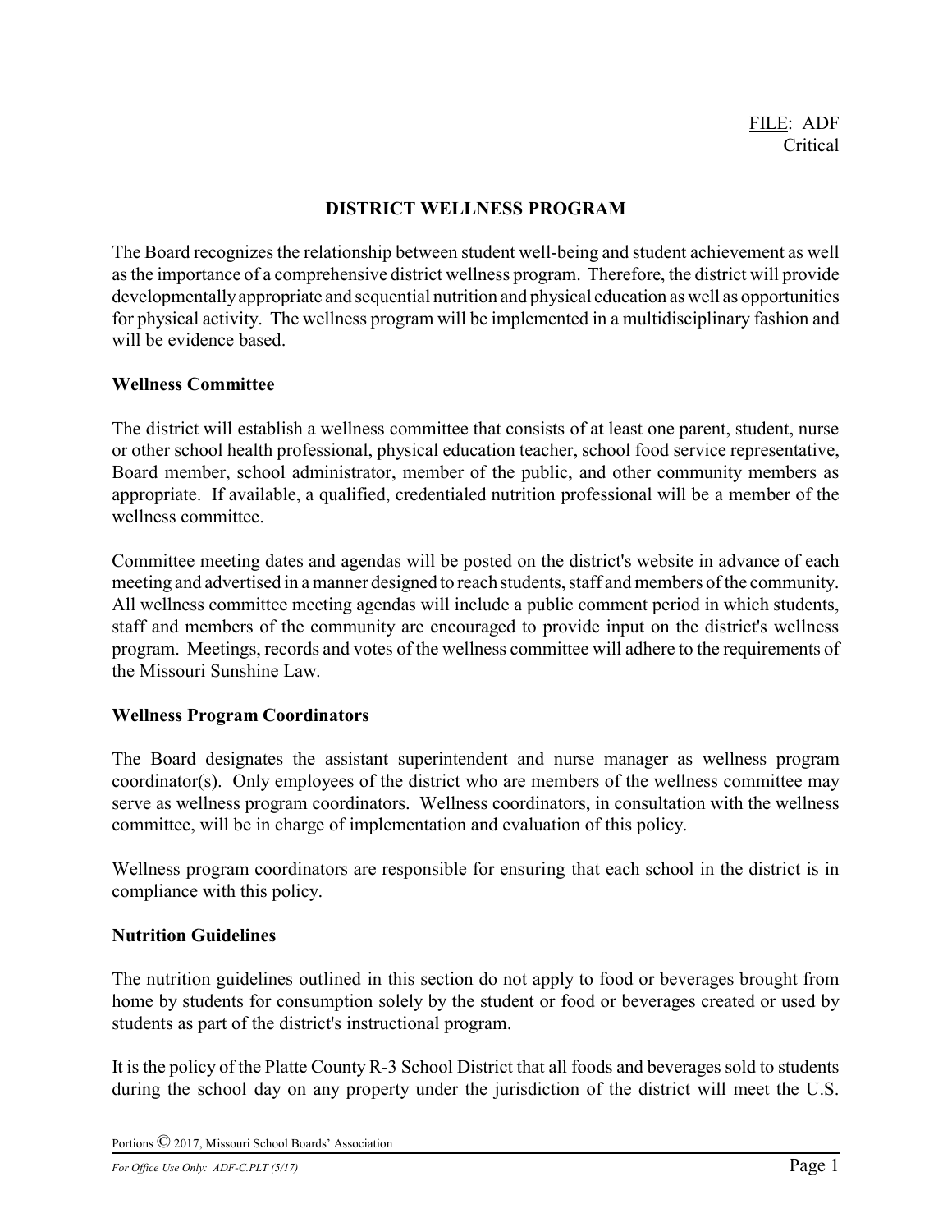FILE: ADF
Critical

# DISTRICT WELLNESS PROGRAM

The Board recognizes the relationship between student well-being and student achievement as well as the importance of a comprehensive district wellness program. Therefore, the district will provide developmentally appropriate and sequential nutrition and physical education as well as opportunities for physical activity. The wellness program will be implemented in a multidisciplinary fashion and will be evidence based.

## Wellness Committee

The district will establish a wellness committee that consists of at least one parent, student, nurse or other school health professional, physical education teacher, school food service representative, Board member, school administrator, member of the public, and other community members as appropriate. If available, a qualified, credentialed nutrition professional will be a member of the wellness committee.

Committee meeting dates and agendas will be posted on the district's website in advance of each meeting and advertised in a manner designed to reach students, staff and members of the community. All wellness committee meeting agendas will include a public comment period in which students, staff and members of the community are encouraged to provide input on the district's wellness program. Meetings, records and votes of the wellness committee will adhere to the requirements of the Missouri Sunshine Law.

## Wellness Program Coordinators

The Board designates the assistant superintendent and nurse manager as wellness program coordinator(s). Only employees of the district who are members of the wellness committee may serve as wellness program coordinators. Wellness coordinators, in consultation with the wellness committee, will be in charge of implementation and evaluation of this policy.

Wellness program coordinators are responsible for ensuring that each school in the district is in compliance with this policy.

## Nutrition Guidelines

The nutrition guidelines outlined in this section do not apply to food or beverages brought from home by students for consumption solely by the student or food or beverages created or used by students as part of the district's instructional program.

It is the policy of the Platte County R-3 School District that all foods and beverages sold to students during the school day on any property under the jurisdiction of the district will meet the U.S.

Portions © 2017, Missouri School Boards' Association

*For Office Use Only: ADF-C.PLT (5/17)*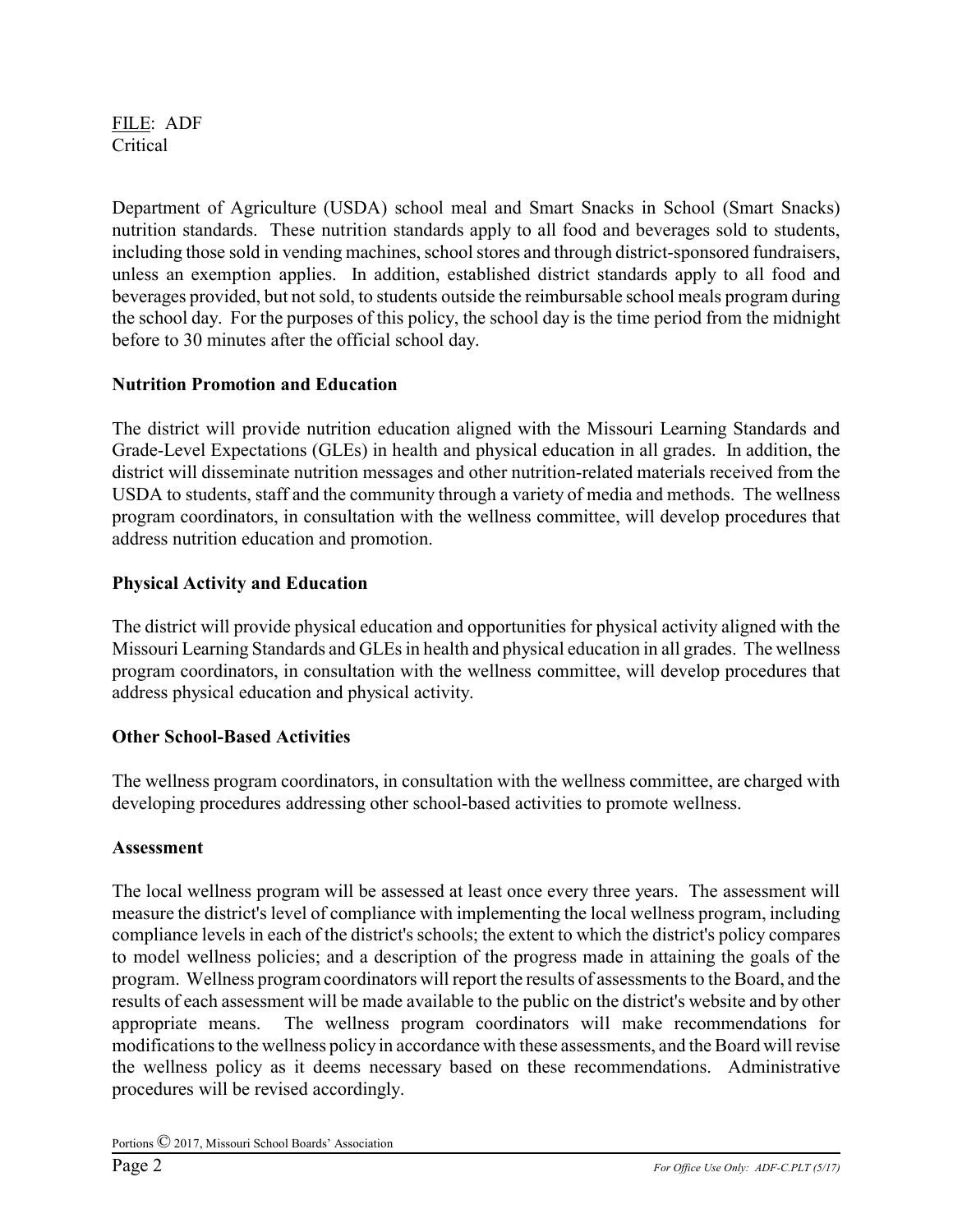Department of Agriculture (USDA) school meal and Smart Snacks in School (Smart Snacks) nutrition standards. These nutrition standards apply to all food and beverages sold to students, including those sold in vending machines, school stores and through district-sponsored fundraisers, unless an exemption applies. In addition, established district standards apply to all food and beverages provided, but not sold, to students outside the reimbursable school meals program during the school day. For the purposes of this policy, the school day is the time period from the midnight before to 30 minutes after the official school day.

**Nutrition Promotion and Education**

The district will provide nutrition education aligned with the Missouri Learning Standards and Grade-Level Expectations (GLEs) in health and physical education in all grades. In addition, the district will disseminate nutrition messages and other nutrition-related materials received from the USDA to students, staff and the community through a variety of media and methods. The wellness program coordinators, in consultation with the wellness committee, will develop procedures that address nutrition education and promotion.

**Physical Activity and Education**

The district will provide physical education and opportunities for physical activity aligned with the Missouri Learning Standards and GLEs in health and physical education in all grades. The wellness program coordinators, in consultation with the wellness committee, will develop procedures that address physical education and physical activity.

**Other School-Based Activities**

The wellness program coordinators, in consultation with the wellness committee, are charged with developing procedures addressing other school-based activities to promote wellness.

**Assessment**

The local wellness program will be assessed at least once every three years. The assessment will measure the district's level of compliance with implementing the local wellness program, including compliance levels in each of the district's schools; the extent to which the district's policy compares to model wellness policies; and a description of the progress made in attaining the goals of the program. Wellness program coordinators will report the results of assessments to the Board, and the results of each assessment will be made available to the public on the district's website and by other appropriate means. The wellness program coordinators will make recommendations for modifications to the wellness policy in accordance with these assessments, and the Board will revise the wellness policy as it deems necessary based on these recommendations. Administrative procedures will be revised accordingly.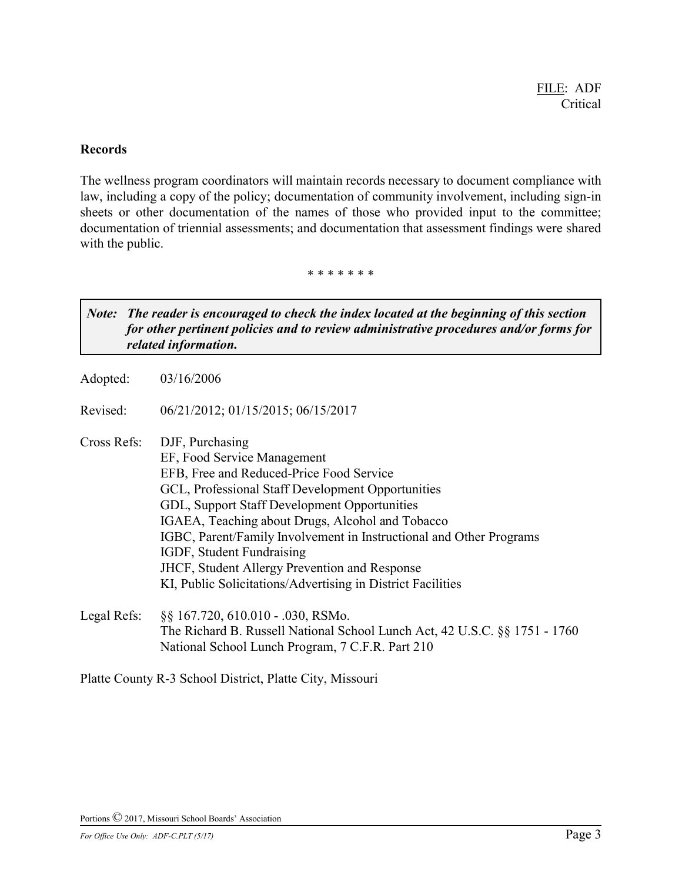FILE: ADF
Critical

**Records**

The wellness program coordinators will maintain records necessary to document compliance with law, including a copy of the policy; documentation of community involvement, including sign-in sheets or other documentation of the names of those who provided input to the committee; documentation of triennial assessments; and documentation that assessment findings were shared with the public.

\* \* \* \* \* \* \*

> ***Note: The reader is encouraged to check the index located at the beginning of this section for other pertinent policies and to review administrative procedures and/or forms for related information.***

Adopted: 03/16/2006

Revised: 06/21/2012; 01/15/2015; 06/15/2017

Cross Refs: DJF, Purchasing
EF, Food Service Management
EFB, Free and Reduced-Price Food Service
GCL, Professional Staff Development Opportunities
GDL, Support Staff Development Opportunities
IGAEA, Teaching about Drugs, Alcohol and Tobacco
IGBC, Parent/Family Involvement in Instructional and Other Programs
IGDF, Student Fundraising
JHCF, Student Allergy Prevention and Response
KI, Public Solicitations/Advertising in District Facilities

Legal Refs: §§ 167.720, 610.010 - .030, RSMo.
The Richard B. Russell National School Lunch Act, 42 U.S.C. §§ 1751 - 1760
National School Lunch Program, 7 C.F.R. Part 210

Platte County R-3 School District, Platte City, Missouri

Portions © 2017, Missouri School Boards' Association

*For Office Use Only: ADF-C.PLT (5/17)*